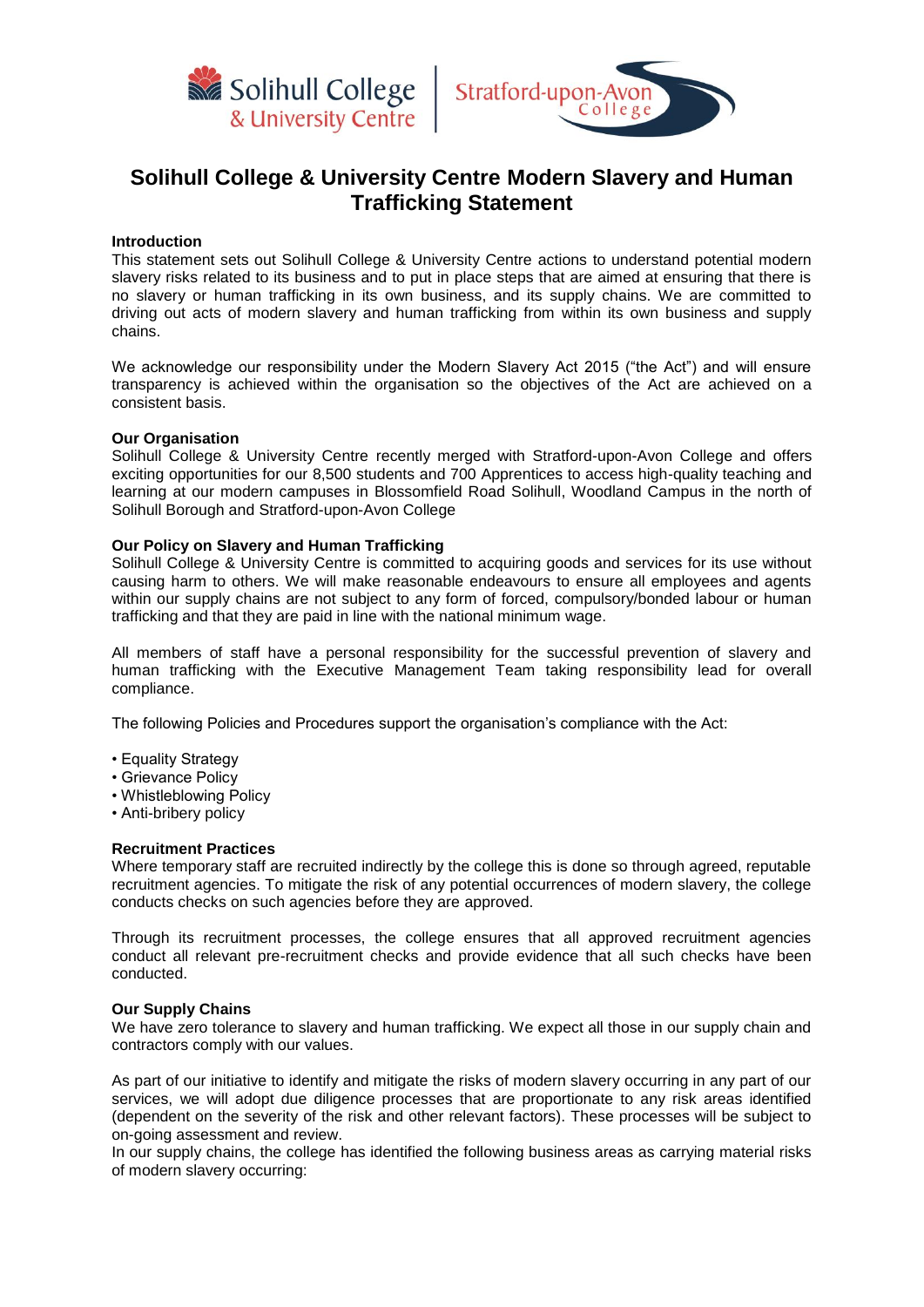# Solihull College & University Centre Modern Slavery and Human Trafficking Statement

**Introduction**
This statement sets out Solihull College & University Centre actions to understand potential modern slavery risks related to its business and to put in place steps that are aimed at ensuring that there is no slavery or human trafficking in its own business, and its supply chains. We are committed to driving out acts of modern slavery and human trafficking from within its own business and supply chains.

We acknowledge our responsibility under the Modern Slavery Act 2015 ("the Act") and will ensure transparency is achieved within the organisation so the objectives of the Act are achieved on a consistent basis.

**Our Organisation**
Solihull College & University Centre recently merged with Stratford-upon-Avon College and offers exciting opportunities for our 8,500 students and 700 Apprentices to access high-quality teaching and learning at our modern campuses in Blossomfield Road Solihull, Woodland Campus in the north of Solihull Borough and Stratford-upon-Avon College

**Our Policy on Slavery and Human Trafficking**
Solihull College & University Centre is committed to acquiring goods and services for its use without causing harm to others. We will make reasonable endeavours to ensure all employees and agents within our supply chains are not subject to any form of forced, compulsory/bonded labour or human trafficking and that they are paid in line with the national minimum wage.

All members of staff have a personal responsibility for the successful prevention of slavery and human trafficking with the Executive Management Team taking responsibility lead for overall compliance.

The following Policies and Procedures support the organisation's compliance with the Act:

- Equality Strategy
- Grievance Policy
- Whistleblowing Policy
- Anti-bribery policy

**Recruitment Practices**
Where temporary staff are recruited indirectly by the college this is done so through agreed, reputable recruitment agencies. To mitigate the risk of any potential occurrences of modern slavery, the college conducts checks on such agencies before they are approved.

Through its recruitment processes, the college ensures that all approved recruitment agencies conduct all relevant pre-recruitment checks and provide evidence that all such checks have been conducted.

**Our Supply Chains**
We have zero tolerance to slavery and human trafficking. We expect all those in our supply chain and contractors comply with our values.

As part of our initiative to identify and mitigate the risks of modern slavery occurring in any part of our services, we will adopt due diligence processes that are proportionate to any risk areas identified (dependent on the severity of the risk and other relevant factors). These processes will be subject to on-going assessment and review.
In our supply chains, the college has identified the following business areas as carrying material risks of modern slavery occurring: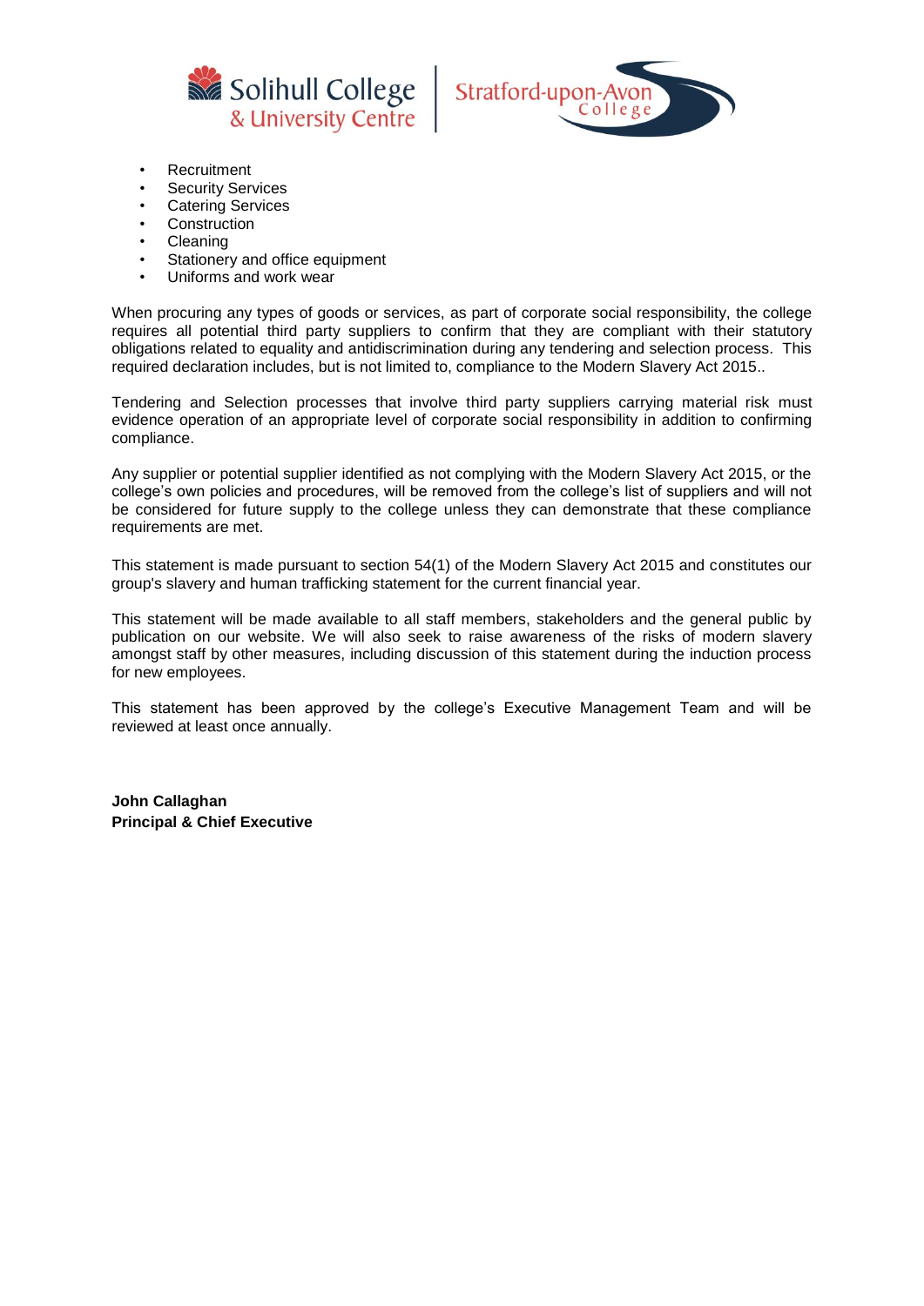- Recruitment
- Security Services
- Catering Services
- Construction
- Cleaning
- Stationery and office equipment
- Uniforms and work wear

When procuring any types of goods or services, as part of corporate social responsibility, the college requires all potential third party suppliers to confirm that they are compliant with their statutory obligations related to equality and antidiscrimination during any tendering and selection process. This required declaration includes, but is not limited to, compliance to the Modern Slavery Act 2015..

Tendering and Selection processes that involve third party suppliers carrying material risk must evidence operation of an appropriate level of corporate social responsibility in addition to confirming compliance.

Any supplier or potential supplier identified as not complying with the Modern Slavery Act 2015, or the college's own policies and procedures, will be removed from the college's list of suppliers and will not be considered for future supply to the college unless they can demonstrate that these compliance requirements are met.

This statement is made pursuant to section 54(1) of the Modern Slavery Act 2015 and constitutes our group's slavery and human trafficking statement for the current financial year.

This statement will be made available to all staff members, stakeholders and the general public by publication on our website. We will also seek to raise awareness of the risks of modern slavery amongst staff by other measures, including discussion of this statement during the induction process for new employees.

This statement has been approved by the college's Executive Management Team and will be reviewed at least once annually.

**John Callaghan**
**Principal & Chief Executive**